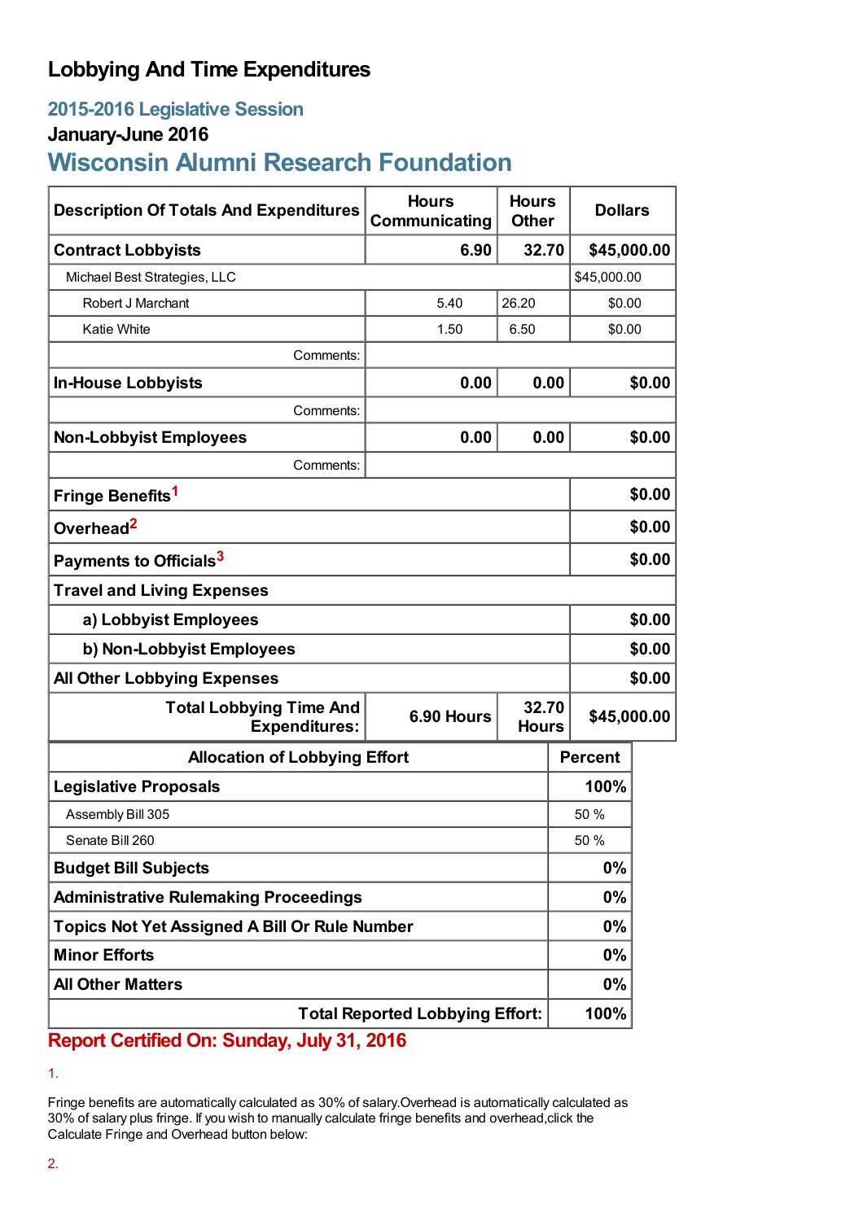# Lobbying And Time Expenditures

## 2015-2016 Legislative Session

### January-June 2016

## Wisconsin Alumni Research Foundation

| Description Of Totals And Expenditures | Hours Communicating | Hours Other | Dollars |
|---|---|---|---|
| **Contract Lobbyists** | **6.90** | **32.70** | **$45,000.00** |
| Michael Best Strategies, LLC | | | $45,000.00 |
| Robert J Marchant | 5.40 | 26.20 | $0.00 |
| Katie White | 1.50 | 6.50 | $0.00 |
| Comments: | | | |
| **In-House Lobbyists** | **0.00** | **0.00** | **$0.00** |
| Comments: | | | |
| **Non-Lobbyist Employees** | **0.00** | **0.00** | **$0.00** |
| Comments: | | | |
| **Fringe Benefits**[1] | | | **$0.00** |
| **Overhead**[2] | | | **$0.00** |
| **Payments to Officials**[3] | | | **$0.00** |
| **Travel and Living Expenses** | | | |
| **a) Lobbyist Employees** | | | **$0.00** |
| **b) Non-Lobbyist Employees** | | | **$0.00** |
| **All Other Lobbying Expenses** | | | **$0.00** |
| **Total Lobbying Time And Expenditures:** | **6.90 Hours** | **32.70 Hours** | **$45,000.00** |

| Allocation of Lobbying Effort | Percent |
|---|---|
| **Legislative Proposals** | **100%** |
| Assembly Bill 305 | 50 % |
| Senate Bill 260 | 50 % |
| **Budget Bill Subjects** | **0%** |
| **Administrative Rulemaking Proceedings** | **0%** |
| **Topics Not Yet Assigned A Bill Or Rule Number** | **0%** |
| **Minor Efforts** | **0%** |
| **All Other Matters** | **0%** |
| **Total Reported Lobbying Effort:** | **100%** |

**Report Certified On: Sunday, July 31, 2016**

1.

Fringe benefits are automatically calculated as 30% of salary.Overhead is automatically calculated as 30% of salary plus fringe. If you wish to manually calculate fringe benefits and overhead,click the Calculate Fringe and Overhead button below:

2.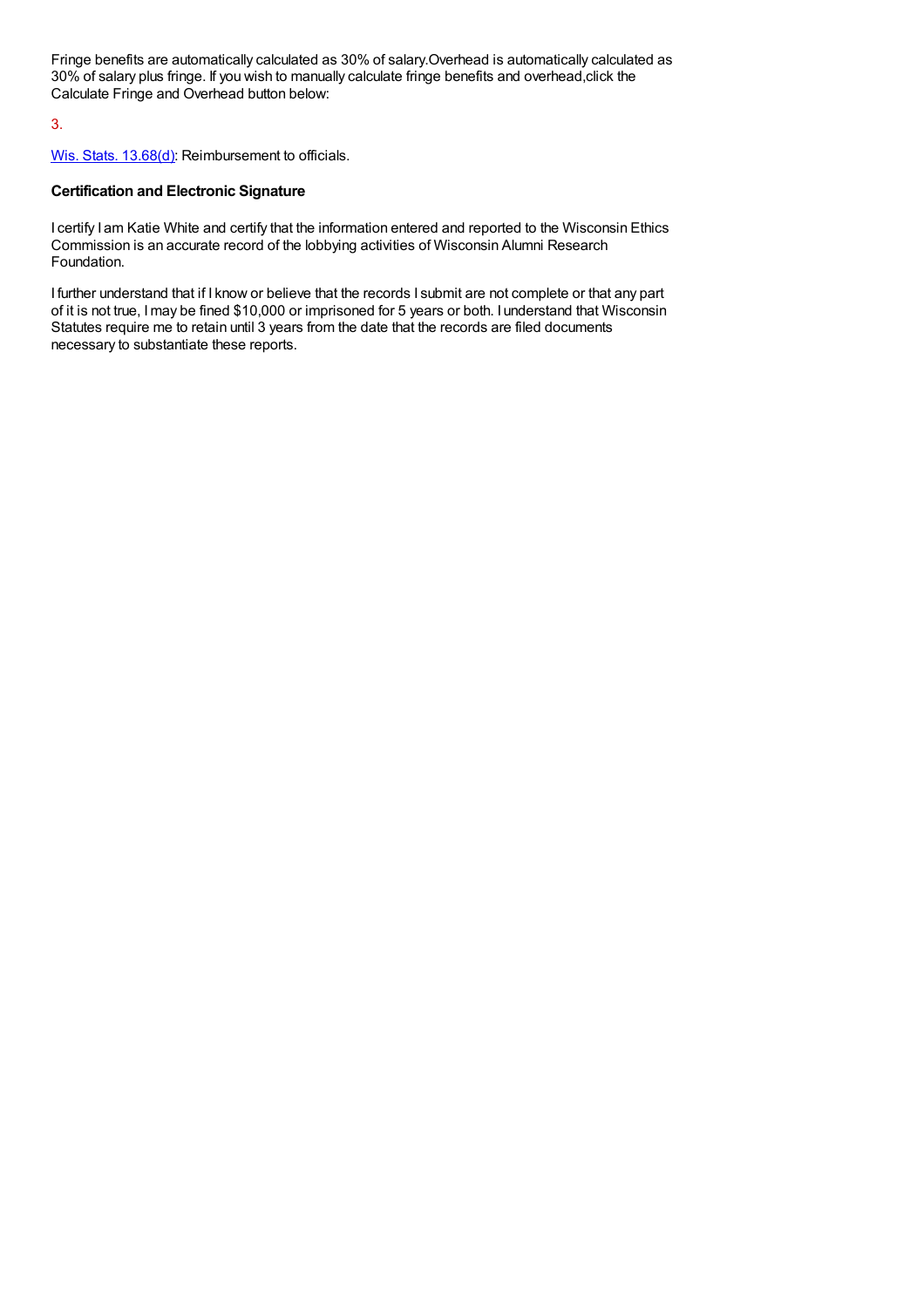Fringe benefits are automatically calculated as 30% of salary.Overhead is automatically calculated as 30% of salary plus fringe. If you wish to manually calculate fringe benefits and overhead,click the Calculate Fringe and Overhead button below:

3.

Wis. Stats. 13.68(d): Reimbursement to officials.

**Certification and Electronic Signature**

I certify I am Katie White and certify that the information entered and reported to the Wisconsin Ethics Commission is an accurate record of the lobbying activities of Wisconsin Alumni Research Foundation.

I further understand that if I know or believe that the records I submit are not complete or that any part of it is not true, I may be fined $10,000 or imprisoned for 5 years or both. I understand that Wisconsin Statutes require me to retain until 3 years from the date that the records are filed documents necessary to substantiate these reports.